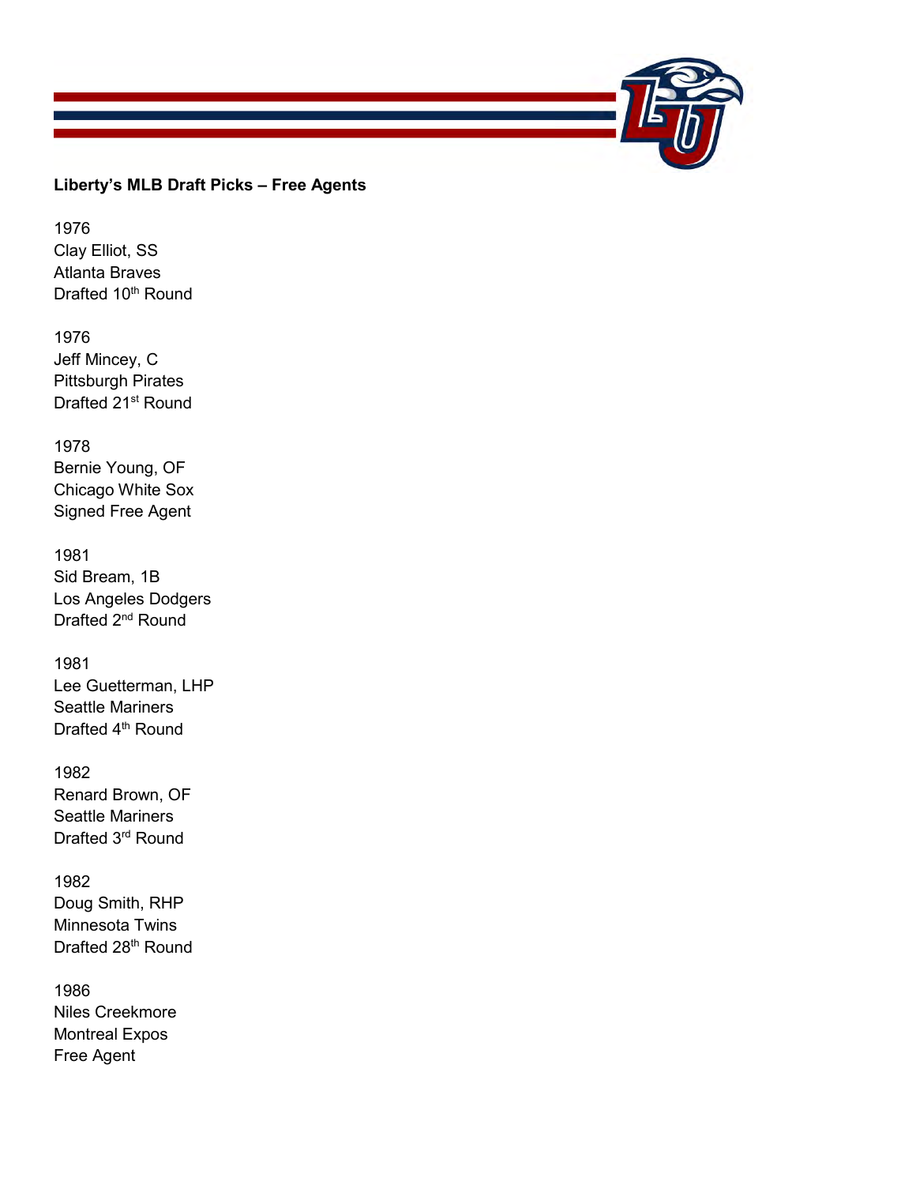**Liberty's MLB Draft Picks – Free Agents**

1976
Clay Elliot, SS
Atlanta Braves
Drafted 10th Round

1976
Jeff Mincey, C
Pittsburgh Pirates
Drafted 21st Round

1978
Bernie Young, OF
Chicago White Sox
Signed Free Agent

1981
Sid Bream, 1B
Los Angeles Dodgers
Drafted 2nd Round

1981
Lee Guetterman, LHP
Seattle Mariners
Drafted 4th Round

1982
Renard Brown, OF
Seattle Mariners
Drafted 3rd Round

1982
Doug Smith, RHP
Minnesota Twins
Drafted 28th Round

1986
Niles Creekmore
Montreal Expos
Free Agent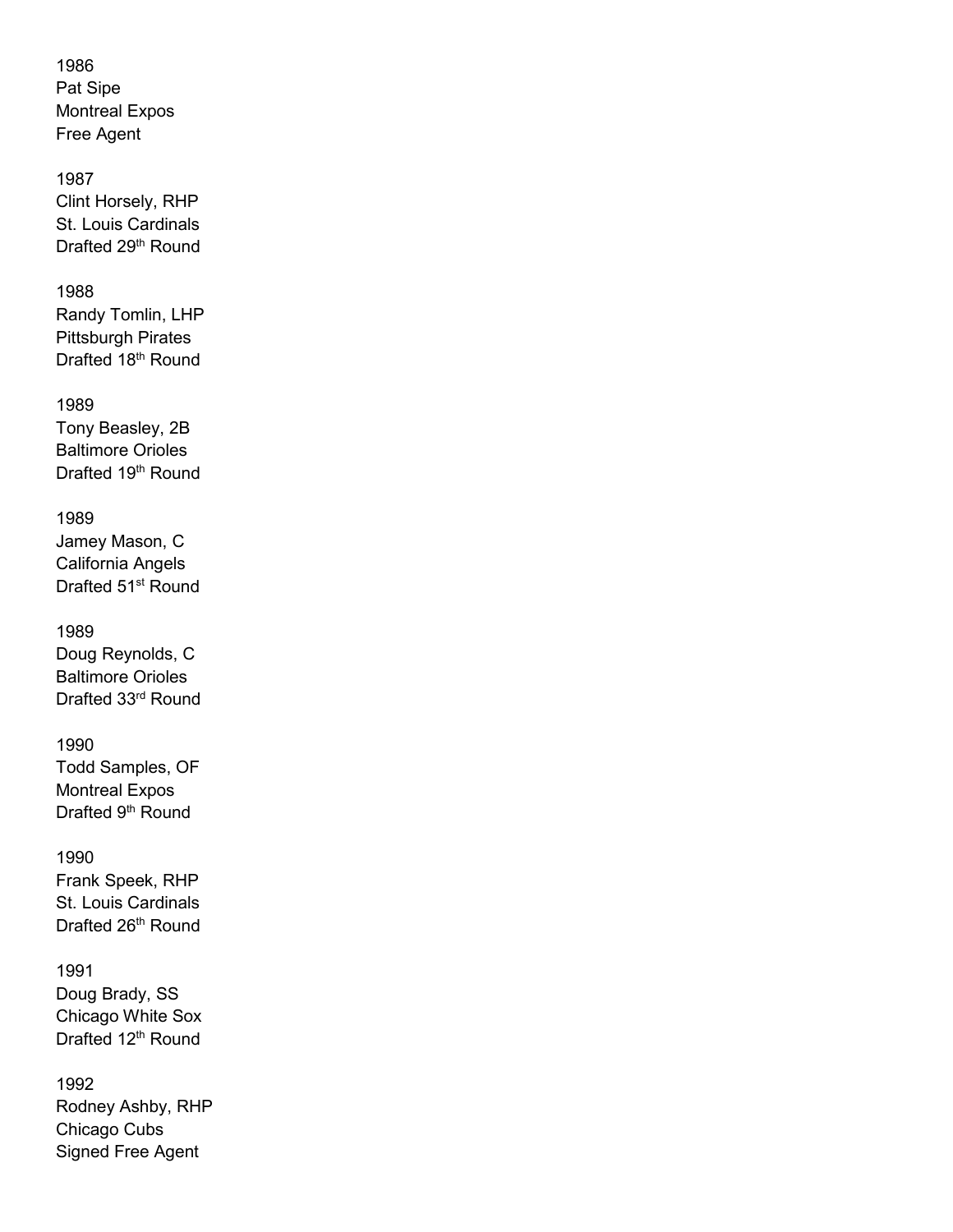1986
Pat Sipe
Montreal Expos
Free Agent

1987
Clint Horsely, RHP
St. Louis Cardinals
Drafted 29th Round

1988
Randy Tomlin, LHP
Pittsburgh Pirates
Drafted 18th Round

1989
Tony Beasley, 2B
Baltimore Orioles
Drafted 19th Round

1989
Jamey Mason, C
California Angels
Drafted 51st Round

1989
Doug Reynolds, C
Baltimore Orioles
Drafted 33rd Round

1990
Todd Samples, OF
Montreal Expos
Drafted 9th Round

1990
Frank Speek, RHP
St. Louis Cardinals
Drafted 26th Round

1991
Doug Brady, SS
Chicago White Sox
Drafted 12th Round

1992
Rodney Ashby, RHP
Chicago Cubs
Signed Free Agent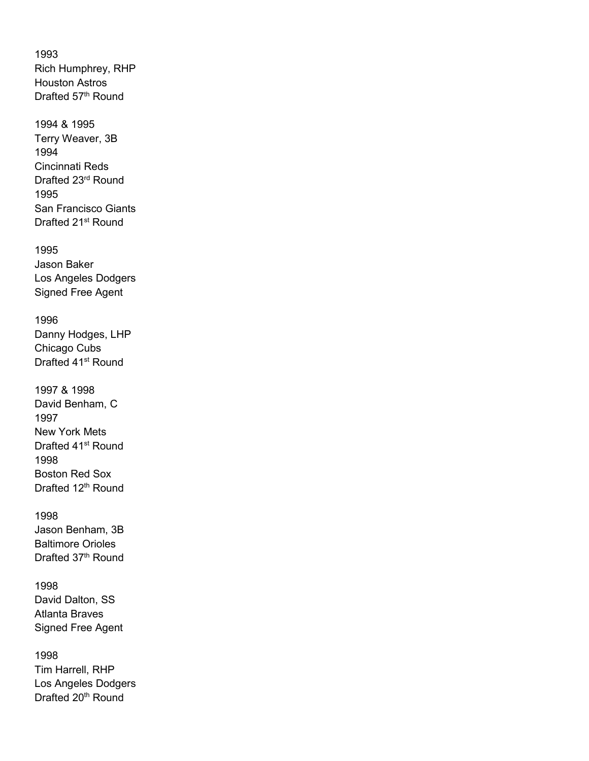1993
Rich Humphrey, RHP
Houston Astros
Drafted 57th Round

1994 & 1995
Terry Weaver, 3B
1994
Cincinnati Reds
Drafted 23rd Round
1995
San Francisco Giants
Drafted 21st Round

1995
Jason Baker
Los Angeles Dodgers
Signed Free Agent

1996
Danny Hodges, LHP
Chicago Cubs
Drafted 41st Round

1997 & 1998
David Benham, C
1997
New York Mets
Drafted 41st Round
1998
Boston Red Sox
Drafted 12th Round

1998
Jason Benham, 3B
Baltimore Orioles
Drafted 37th Round

1998
David Dalton, SS
Atlanta Braves
Signed Free Agent

1998
Tim Harrell, RHP
Los Angeles Dodgers
Drafted 20th Round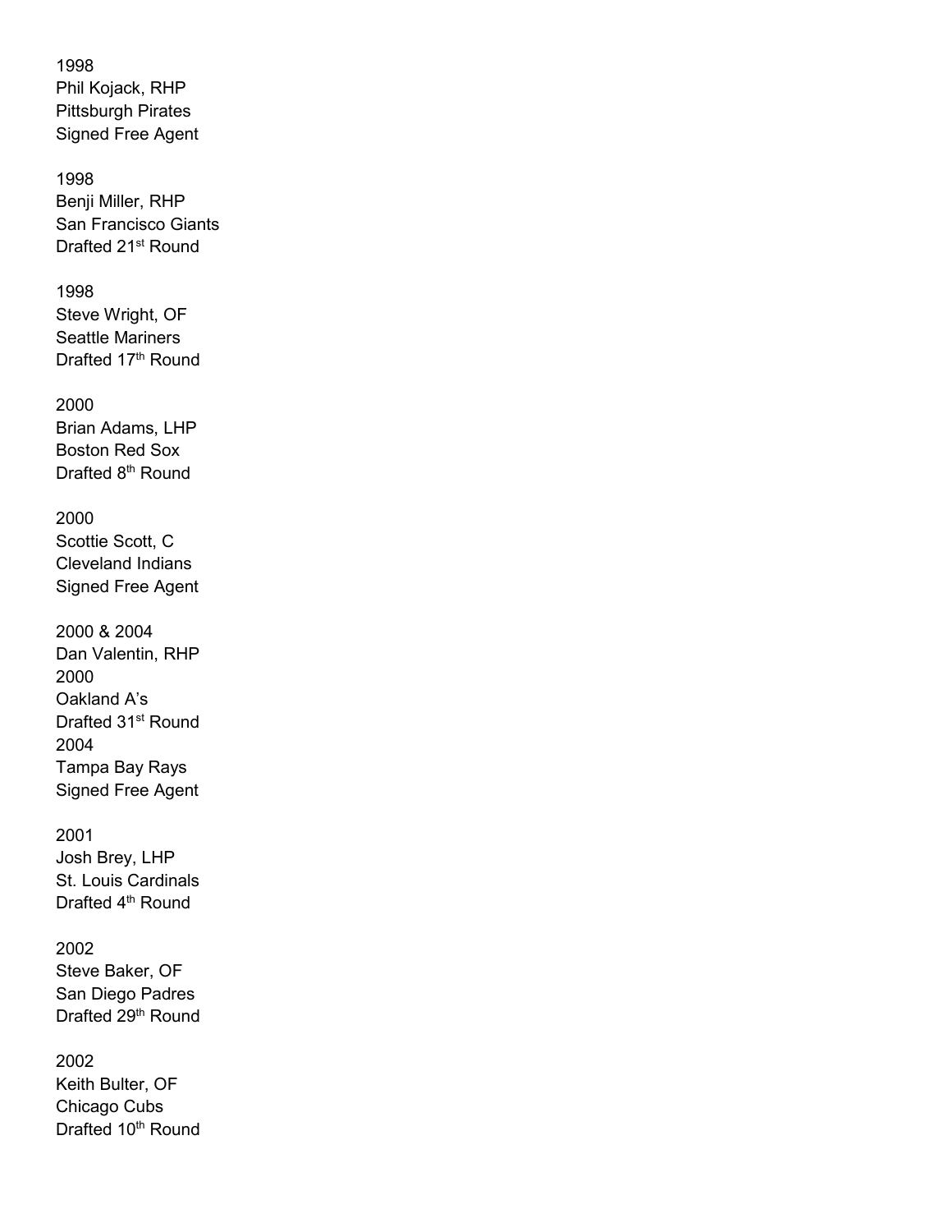1998
Phil Kojack, RHP
Pittsburgh Pirates
Signed Free Agent

1998
Benji Miller, RHP
San Francisco Giants
Drafted 21st Round

1998
Steve Wright, OF
Seattle Mariners
Drafted 17th Round

2000
Brian Adams, LHP
Boston Red Sox
Drafted 8th Round

2000
Scottie Scott, C
Cleveland Indians
Signed Free Agent

2000 & 2004
Dan Valentin, RHP
2000
Oakland A's
Drafted 31st Round
2004
Tampa Bay Rays
Signed Free Agent

2001
Josh Brey, LHP
St. Louis Cardinals
Drafted 4th Round

2002
Steve Baker, OF
San Diego Padres
Drafted 29th Round

2002
Keith Bulter, OF
Chicago Cubs
Drafted 10th Round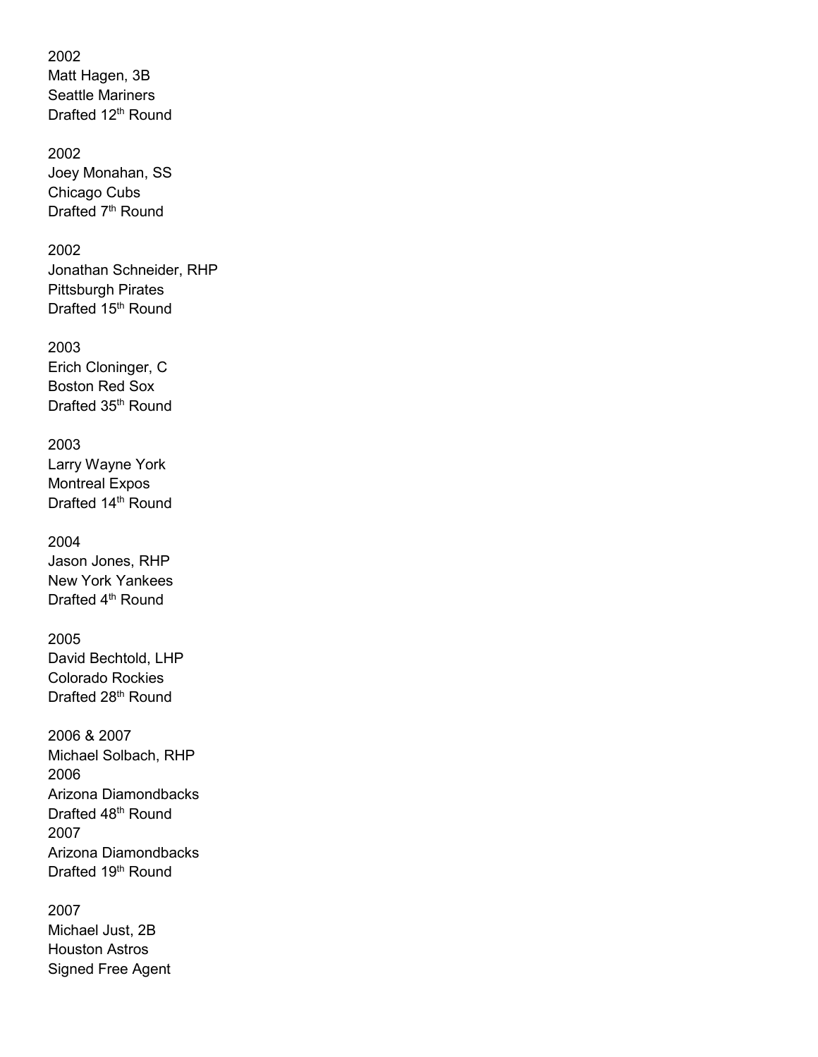2002
Matt Hagen, 3B
Seattle Mariners
Drafted 12th Round

2002
Joey Monahan, SS
Chicago Cubs
Drafted 7th Round

2002
Jonathan Schneider, RHP
Pittsburgh Pirates
Drafted 15th Round

2003
Erich Cloninger, C
Boston Red Sox
Drafted 35th Round

2003
Larry Wayne York
Montreal Expos
Drafted 14th Round

2004
Jason Jones, RHP
New York Yankees
Drafted 4th Round

2005
David Bechtold, LHP
Colorado Rockies
Drafted 28th Round

2006 & 2007
Michael Solbach, RHP
2006
Arizona Diamondbacks
Drafted 48th Round
2007
Arizona Diamondbacks
Drafted 19th Round

2007
Michael Just, 2B
Houston Astros
Signed Free Agent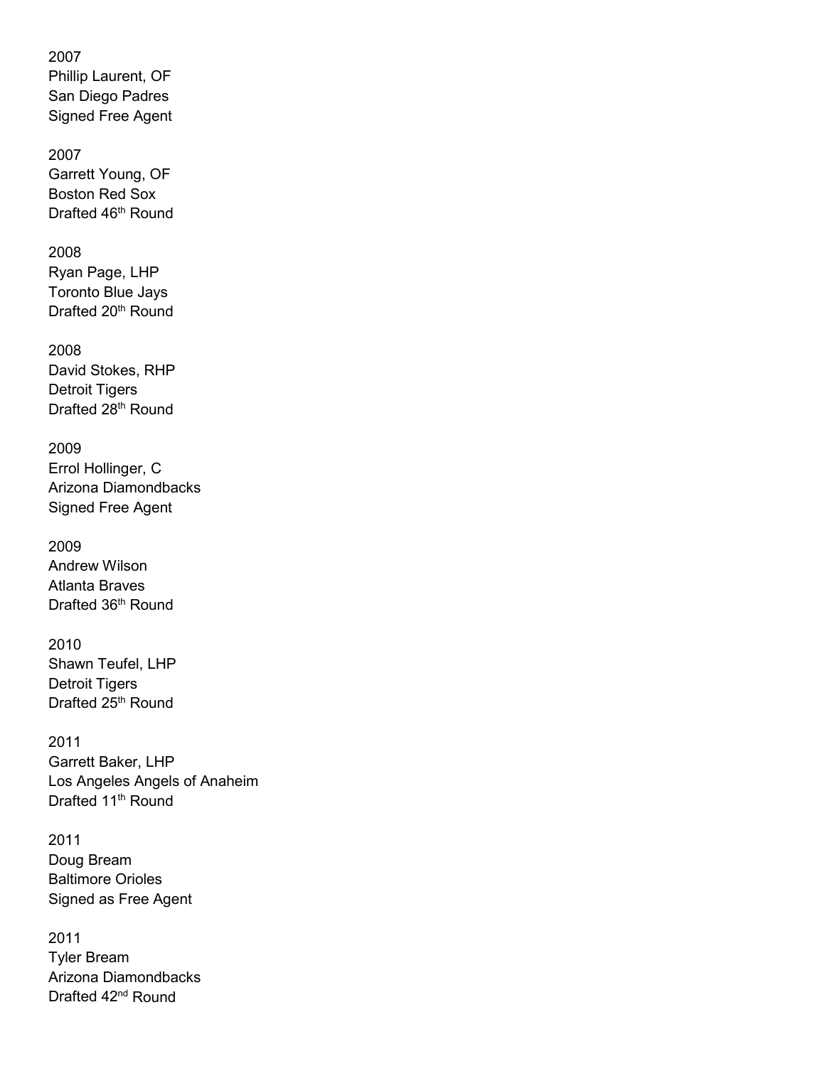2007
Phillip Laurent, OF
San Diego Padres
Signed Free Agent

2007
Garrett Young, OF
Boston Red Sox
Drafted 46th Round

2008
Ryan Page, LHP
Toronto Blue Jays
Drafted 20th Round

2008
David Stokes, RHP
Detroit Tigers
Drafted 28th Round

2009
Errol Hollinger, C
Arizona Diamondbacks
Signed Free Agent

2009
Andrew Wilson
Atlanta Braves
Drafted 36th Round

2010
Shawn Teufel, LHP
Detroit Tigers
Drafted 25th Round

2011
Garrett Baker, LHP
Los Angeles Angels of Anaheim
Drafted 11th Round

2011
Doug Bream
Baltimore Orioles
Signed as Free Agent

2011
Tyler Bream
Arizona Diamondbacks
Drafted 42nd Round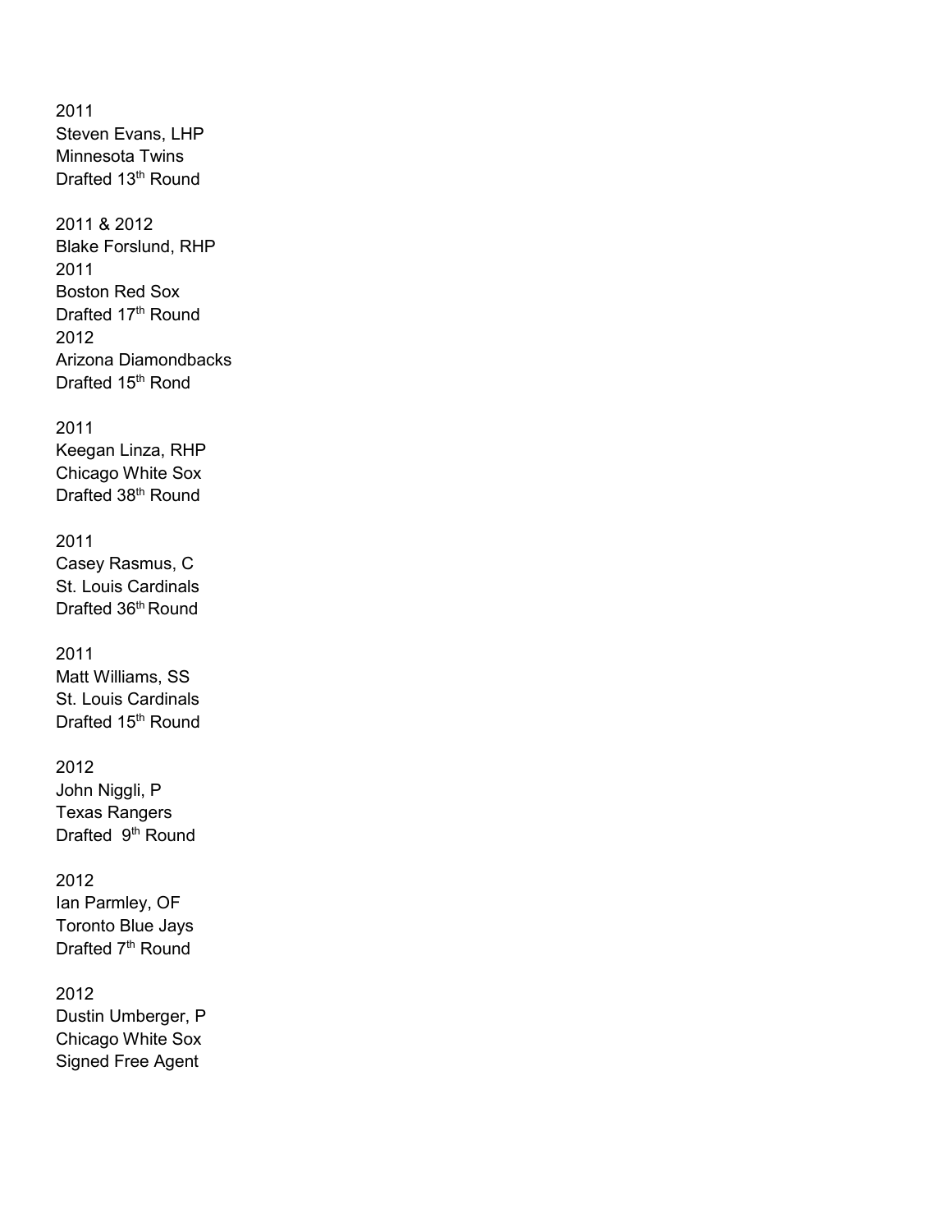2011
Steven Evans, LHP
Minnesota Twins
Drafted 13th Round

2011 & 2012
Blake Forslund, RHP
2011
Boston Red Sox
Drafted 17th Round
2012
Arizona Diamondbacks
Drafted 15th Rond

2011
Keegan Linza, RHP
Chicago White Sox
Drafted 38th Round

2011
Casey Rasmus, C
St. Louis Cardinals
Drafted 36th Round

2011
Matt Williams, SS
St. Louis Cardinals
Drafted 15th Round

2012
John Niggli, P
Texas Rangers
Drafted 9th Round

2012
Ian Parmley, OF
Toronto Blue Jays
Drafted 7th Round

2012
Dustin Umberger, P
Chicago White Sox
Signed Free Agent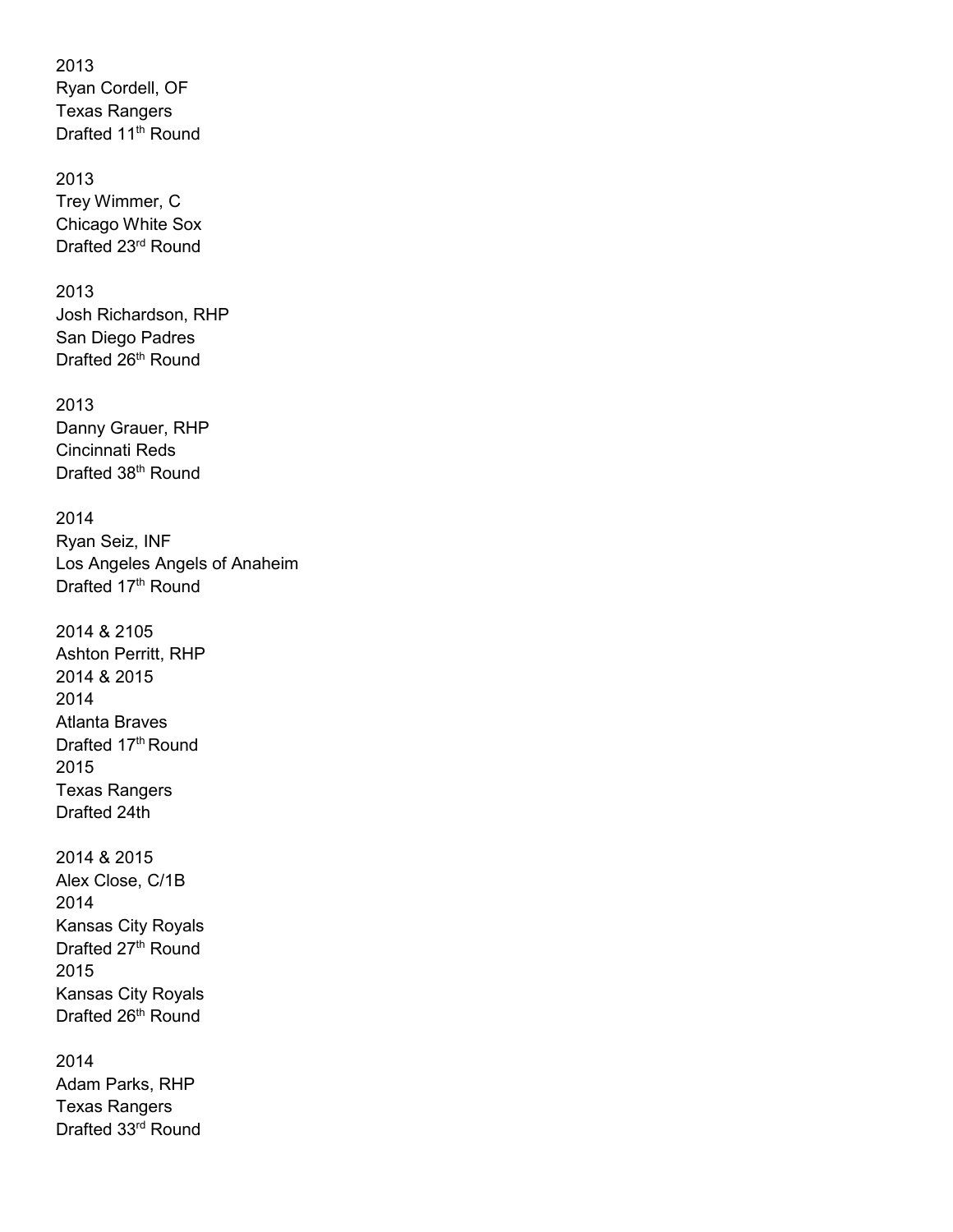2013
Ryan Cordell, OF
Texas Rangers
Drafted 11th Round

2013
Trey Wimmer, C
Chicago White Sox
Drafted 23rd Round

2013
Josh Richardson, RHP
San Diego Padres
Drafted 26th Round

2013
Danny Grauer, RHP
Cincinnati Reds
Drafted 38th Round

2014
Ryan Seiz, INF
Los Angeles Angels of Anaheim
Drafted 17th Round

2014 & 2105
Ashton Perritt, RHP
2014 & 2015
2014
Atlanta Braves
Drafted 17th Round
2015
Texas Rangers
Drafted 24th

2014 & 2015
Alex Close, C/1B
2014
Kansas City Royals
Drafted 27th Round
2015
Kansas City Royals
Drafted 26th Round

2014
Adam Parks, RHP
Texas Rangers
Drafted 33rd Round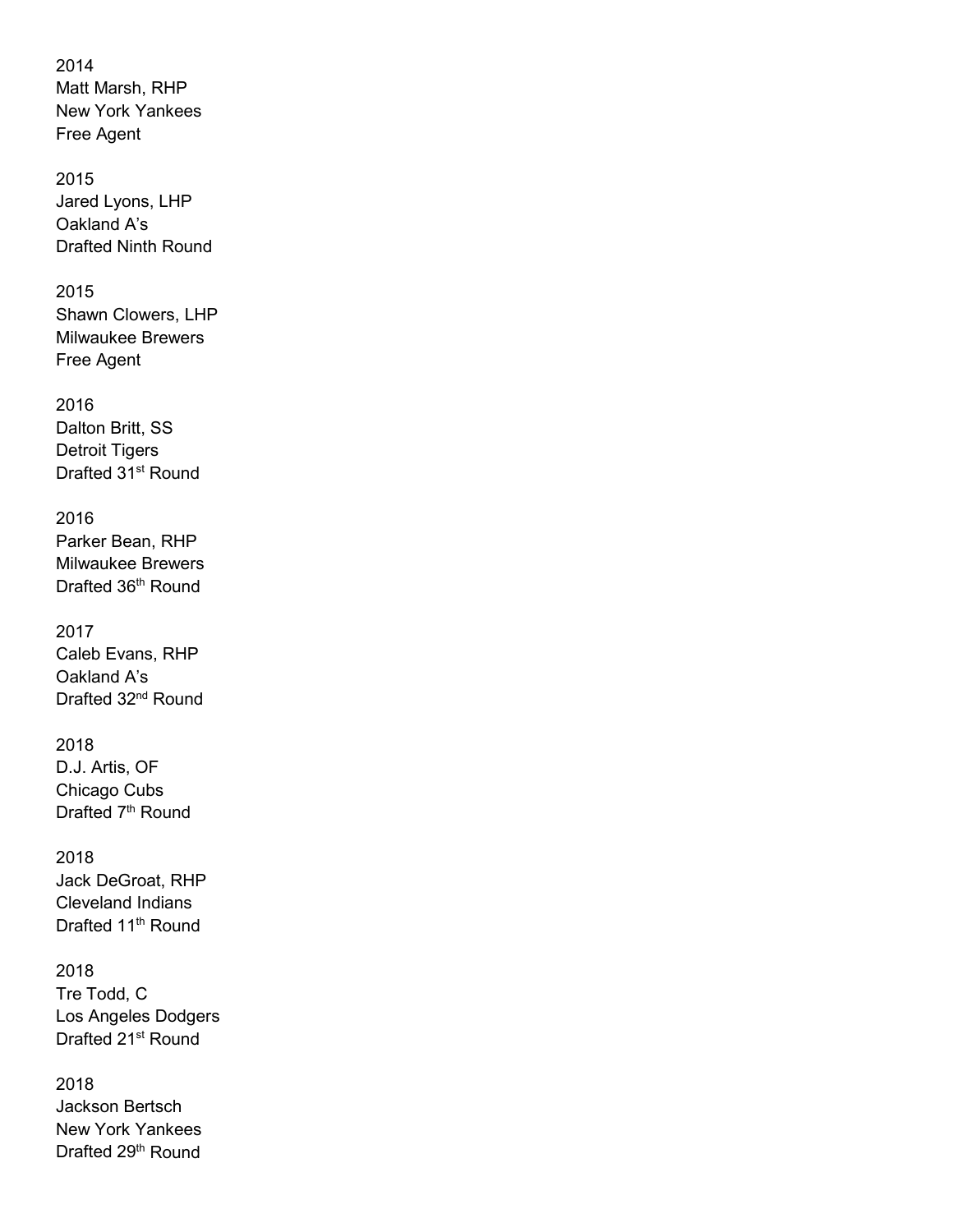2014
Matt Marsh, RHP
New York Yankees
Free Agent

2015
Jared Lyons, LHP
Oakland A's
Drafted Ninth Round

2015
Shawn Clowers, LHP
Milwaukee Brewers
Free Agent

2016
Dalton Britt, SS
Detroit Tigers
Drafted 31st Round

2016
Parker Bean, RHP
Milwaukee Brewers
Drafted 36th Round

2017
Caleb Evans, RHP
Oakland A's
Drafted 32nd Round

2018
D.J. Artis, OF
Chicago Cubs
Drafted 7th Round

2018
Jack DeGroat, RHP
Cleveland Indians
Drafted 11th Round

2018
Tre Todd, C
Los Angeles Dodgers
Drafted 21st Round

2018
Jackson Bertsch
New York Yankees
Drafted 29th Round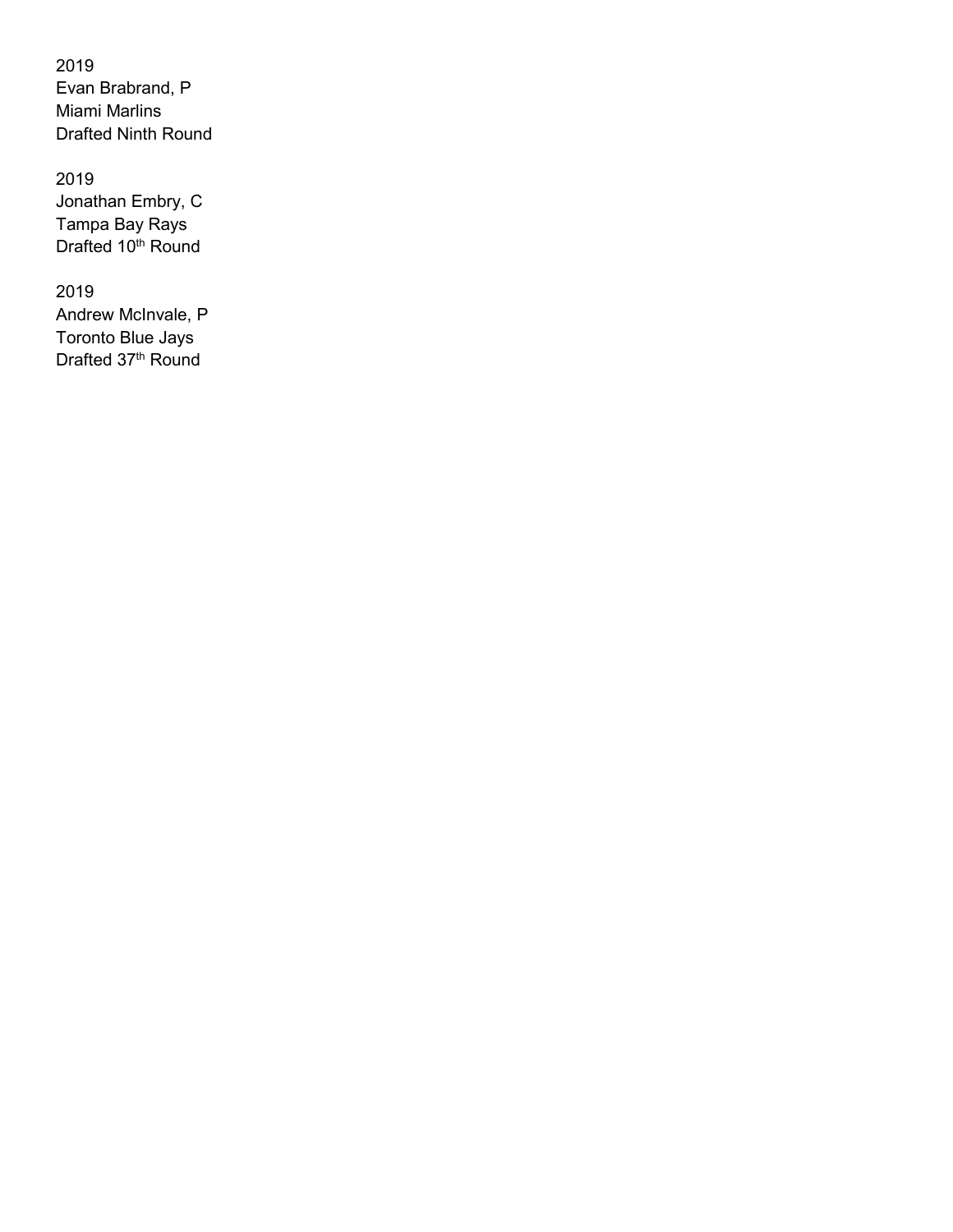2019
Evan Brabrand, P
Miami Marlins
Drafted Ninth Round

2019
Jonathan Embry, C
Tampa Bay Rays
Drafted 10th Round

2019
Andrew McInvale, P
Toronto Blue Jays
Drafted 37th Round